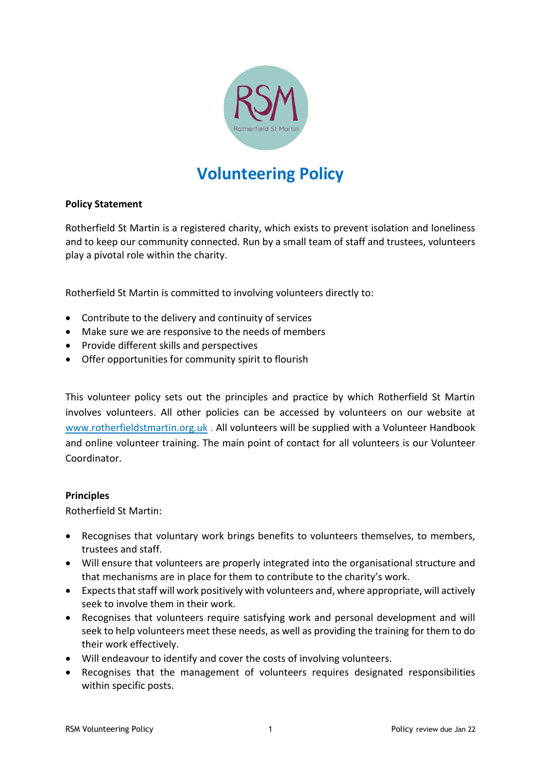# Volunteering Policy

**Policy Statement**

Rotherfield St Martin is a registered charity, which exists to prevent isolation and loneliness and to keep our community connected. Run by a small team of staff and trustees, volunteers play a pivotal role within the charity.

Rotherfield St Martin is committed to involving volunteers directly to:

- Contribute to the delivery and continuity of services
- Make sure we are responsive to the needs of members
- Provide different skills and perspectives
- Offer opportunities for community spirit to flourish

This volunteer policy sets out the principles and practice by which Rotherfield St Martin involves volunteers. All other policies can be accessed by volunteers on our website at www.rotherfieldstmartin.org.uk . All volunteers will be supplied with a Volunteer Handbook and online volunteer training. The main point of contact for all volunteers is our Volunteer Coordinator.

**Principles**

Rotherfield St Martin:

- Recognises that voluntary work brings benefits to volunteers themselves, to members, trustees and staff.
- Will ensure that volunteers are properly integrated into the organisational structure and that mechanisms are in place for them to contribute to the charity's work.
- Expects that staff will work positively with volunteers and, where appropriate, will actively seek to involve them in their work.
- Recognises that volunteers require satisfying work and personal development and will seek to help volunteers meet these needs, as well as providing the training for them to do their work effectively.
- Will endeavour to identify and cover the costs of involving volunteers.
- Recognises that the management of volunteers requires designated responsibilities within specific posts.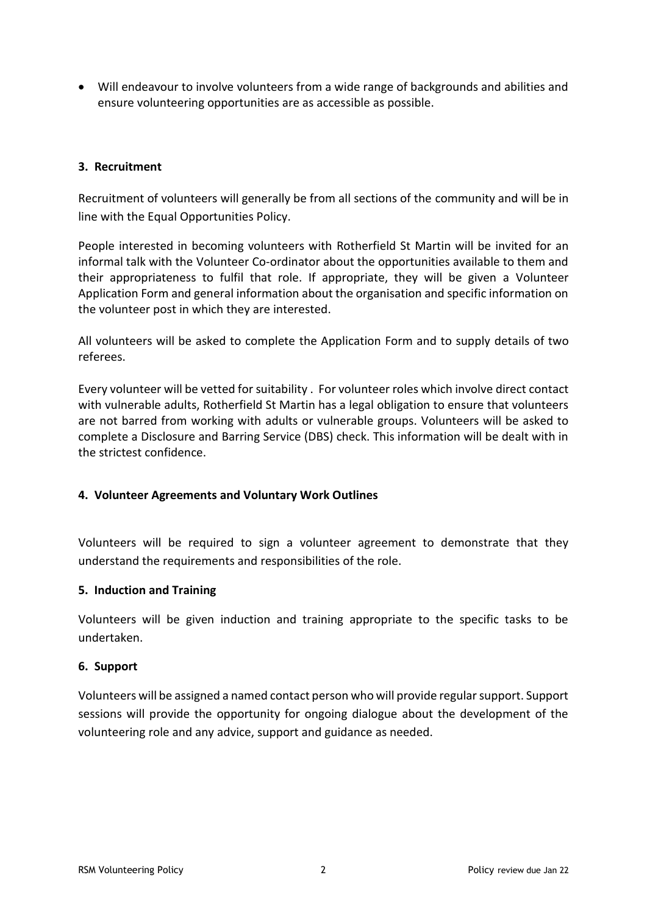- Will endeavour to involve volunteers from a wide range of backgrounds and abilities and ensure volunteering opportunities are as accessible as possible.

## 3. Recruitment

Recruitment of volunteers will generally be from all sections of the community and will be in line with the Equal Opportunities Policy.

People interested in becoming volunteers with Rotherfield St Martin will be invited for an informal talk with the Volunteer Co-ordinator about the opportunities available to them and their appropriateness to fulfil that role. If appropriate, they will be given a Volunteer Application Form and general information about the organisation and specific information on the volunteer post in which they are interested.

All volunteers will be asked to complete the Application Form and to supply details of two referees.

Every volunteer will be vetted for suitability . For volunteer roles which involve direct contact with vulnerable adults, Rotherfield St Martin has a legal obligation to ensure that volunteers are not barred from working with adults or vulnerable groups. Volunteers will be asked to complete a Disclosure and Barring Service (DBS) check. This information will be dealt with in the strictest confidence.

## 4. Volunteer Agreements and Voluntary Work Outlines

Volunteers will be required to sign a volunteer agreement to demonstrate that they understand the requirements and responsibilities of the role.

## 5. Induction and Training

Volunteers will be given induction and training appropriate to the specific tasks to be undertaken.

## 6. Support

Volunteers will be assigned a named contact person who will provide regular support. Support sessions will provide the opportunity for ongoing dialogue about the development of the volunteering role and any advice, support and guidance as needed.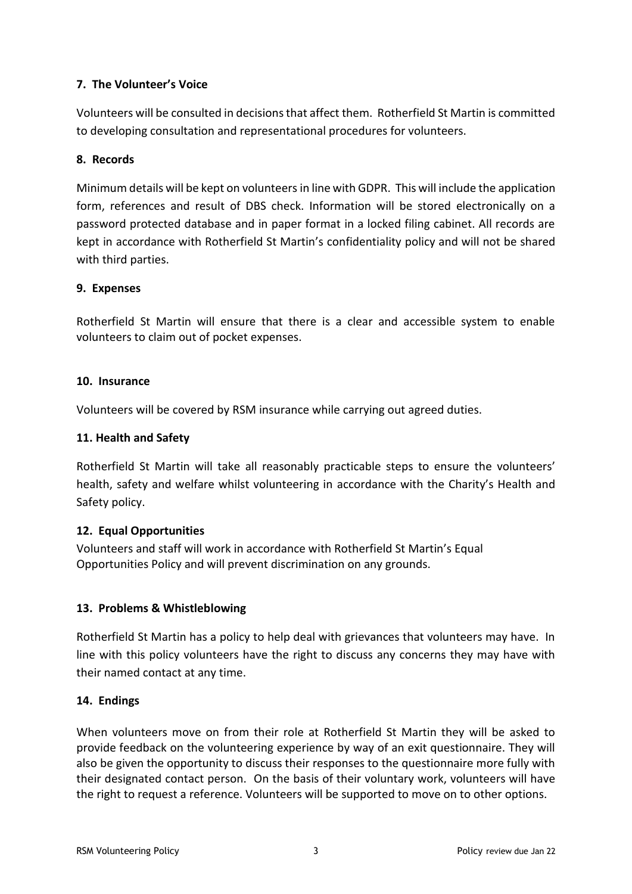**7. The Volunteer's Voice**

Volunteers will be consulted in decisions that affect them. Rotherfield St Martin is committed to developing consultation and representational procedures for volunteers.

**8. Records**

Minimum details will be kept on volunteers in line with GDPR. This will include the application form, references and result of DBS check. Information will be stored electronically on a password protected database and in paper format in a locked filing cabinet. All records are kept in accordance with Rotherfield St Martin's confidentiality policy and will not be shared with third parties.

**9. Expenses**

Rotherfield St Martin will ensure that there is a clear and accessible system to enable volunteers to claim out of pocket expenses.

**10. Insurance**

Volunteers will be covered by RSM insurance while carrying out agreed duties.

**11. Health and Safety**

Rotherfield St Martin will take all reasonably practicable steps to ensure the volunteers' health, safety and welfare whilst volunteering in accordance with the Charity's Health and Safety policy.

**12. Equal Opportunities**

Volunteers and staff will work in accordance with Rotherfield St Martin's Equal Opportunities Policy and will prevent discrimination on any grounds.

**13. Problems & Whistleblowing**

Rotherfield St Martin has a policy to help deal with grievances that volunteers may have. In line with this policy volunteers have the right to discuss any concerns they may have with their named contact at any time.

**14. Endings**

When volunteers move on from their role at Rotherfield St Martin they will be asked to provide feedback on the volunteering experience by way of an exit questionnaire. They will also be given the opportunity to discuss their responses to the questionnaire more fully with their designated contact person. On the basis of their voluntary work, volunteers will have the right to request a reference. Volunteers will be supported to move on to other options.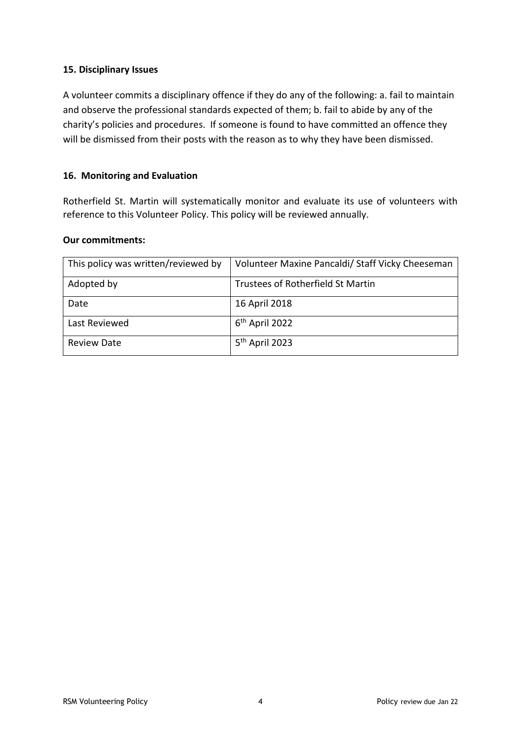### 15. Disciplinary Issues

A volunteer commits a disciplinary offence if they do any of the following: a. fail to maintain and observe the professional standards expected of them; b. fail to abide by any of the charity's policies and procedures. If someone is found to have committed an offence they will be dismissed from their posts with the reason as to why they have been dismissed.

### 16. Monitoring and Evaluation

Rotherfield St. Martin will systematically monitor and evaluate its use of volunteers with reference to this Volunteer Policy. This policy will be reviewed annually.

**Our commitments:**

| | |
|---|---|
| This policy was written/reviewed by | Volunteer Maxine Pancaldi/ Staff Vicky Cheeseman |
| Adopted by | Trustees of Rotherfield St Martin |
| Date | 16 April 2018 |
| Last Reviewed | 6th April 2022 |
| Review Date | 5th April 2023 |